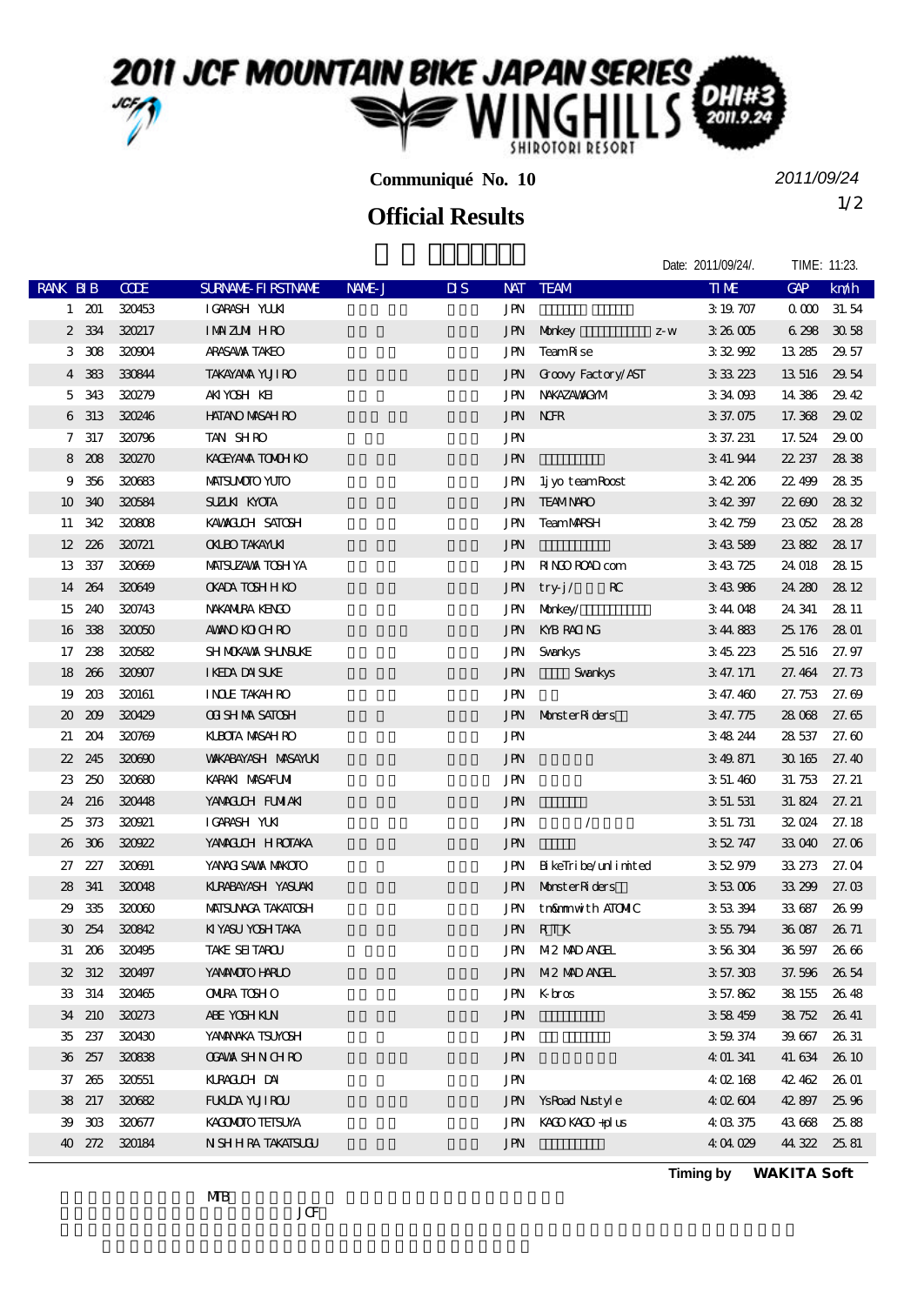# 2011 JCF MOUNTAIN BIKE JAPAN SERIES WINGHILLS SHIROTORI RESORT DHI#3 2011.9.24

**Communiqué No. 10**

2011/09/24

## Official Results

Date: 2011/09/24/. TIME: 11:23.

| RANK | BIB | CODE | SURNAME-FIRSTNAME | NAME-J | DIS | NAT | TEAM | TIME | GAP | km/h |
|---|---|---|---|---|---|---|---|---|---|---|
| 1 | 201 | 320453 | IGARASHI YUUKI | | | JPN | | 3:19.707 | 0.000 | 31.54 |
| 2 | 334 | 320217 | IMAIZUMI HIRO | | | JPN | Monkey z-w | 3:26.005 | 6.298 | 30.58 |
| 3 | 308 | 320904 | ARASAWA TAKEO | | | JPN | TeamRise | 3:32.992 | 13.285 | 29.57 |
| 4 | 383 | 330844 | TAKAYAMA YUJIRO | | | JPN | Groovy Factory/AST | 3:33.223 | 13.516 | 29.54 |
| 5 | 343 | 320279 | AKIYOSHI KEI | | | JPN | NAKAZAWAGYM | 3:34.093 | 14.386 | 29.42 |
| 6 | 313 | 320246 | HATANO MASAHIRO | | | JPN | NCFR | 3:37.075 | 17.368 | 29.02 |
| 7 | 317 | 320796 | TAN SHIRO | | | JPN | | 3:37.231 | 17.524 | 29.00 |
| 8 | 208 | 320270 | KAGEYAMA TOMOHIKO | | | JPN | | 3:41.944 | 22.237 | 28.38 |
| 9 | 356 | 320683 | MATSUMOTO YUTO | | | JPN | 1jyo teamRoost | 3:42.206 | 22.499 | 28.35 |
| 10 | 340 | 320584 | SUZUKI KYOTA | | | JPN | TEAM NARO | 3:42.397 | 22.690 | 28.32 |
| 11 | 342 | 320808 | KAWAGUCHI SATOSHI | | | JPN | TeamMARSH | 3:42.759 | 23.052 | 28.28 |
| 12 | 226 | 320721 | OKUBO TAKAYUKI | | | JPN | | 3:43.589 | 23.882 | 28.17 |
| 13 | 337 | 320669 | MATSUZAWA TOSHIYA | | | JPN | RINGO ROAD.com | 3:43.725 | 24.018 | 28.15 |
| 14 | 264 | 320649 | OKADA TOSHIHIKO | | | JPN | try-j/ RC | 3:43.986 | 24.280 | 28.12 |
| 15 | 240 | 320743 | NAKAMURA KENGO | | | JPN | Monkey/ | 3:44.048 | 24.341 | 28.11 |
| 16 | 338 | 320050 | AWANO KOICHIRO | | | JPN | KYB RACING | 3:44.883 | 25.176 | 28.01 |
| 17 | 238 | 320582 | SHIMOKAWA SHUNSUKE | | | JPN | Swankys | 3:45.223 | 25.516 | 27.97 |
| 18 | 266 | 320907 | IKEDA DAISUKE | | | JPN | Swankys | 3:47.171 | 27.464 | 27.73 |
| 19 | 203 | 320161 | INOUE TAKAHIRO | | | JPN | | 3:47.460 | 27.753 | 27.69 |
| 20 | 209 | 320429 | OGISHIMA SATOSHI | | | JPN | MonsterRiders | 3:47.775 | 28.068 | 27.65 |
| 21 | 204 | 320769 | KUBOTA MASAHIRO | | | JPN | | 3:48.244 | 28.537 | 27.60 |
| 22 | 245 | 320690 | WAKABAYASHI MASAYUKI | | | JPN | | 3:49.871 | 30.165 | 27.40 |
| 23 | 250 | 320680 | KARAKI MASAFUMI | | | JPN | | 3:51.460 | 31.753 | 27.21 |
| 24 | 216 | 320448 | YAMAGUCHI FUMIAKI | | | JPN | | 3:51.531 | 31.824 | 27.21 |
| 25 | 373 | 320921 | IGARASHI YUKI | | | JPN | / | 3:51.731 | 32.024 | 27.18 |
| 26 | 306 | 320922 | YAMAGUCHI HIROTAKA | | | JPN | | 3:52.747 | 33.040 | 27.06 |
| 27 | 227 | 320691 | YANAGISAWA MAKOTO | | | JPN | BikeTribe/unlimited | 3:52.979 | 33.273 | 27.04 |
| 28 | 341 | 320048 | KURABAYASHI YASUAKI | | | JPN | MonsterRiders | 3:53.006 | 33.299 | 27.03 |
| 29 | 335 | 320060 | MATSUNAGA TAKATOSHI | | | JPN | tn&mm with ATOMIC | 3:53.394 | 33.687 | 26.99 |
| 30 | 254 | 320842 | KIYASU YOSHITAKA | | | JPN | R T K | 3:55.794 | 36.087 | 26.71 |
| 31 | 206 | 320495 | TAKE SEITAROU | | | JPN | M2 MAD ANGEL | 3:56.304 | 36.597 | 26.66 |
| 32 | 312 | 320497 | YAMAMOTO HARUO | | | JPN | M2 MAD ANGEL | 3:57.303 | 37.596 | 26.54 |
| 33 | 314 | 320465 | OMURA TOSHIO | | | JPN | K-bros | 3:57.862 | 38.155 | 26.48 |
| 34 | 210 | 320273 | ABE YOSHIKUN | | | JPN | | 3:58.459 | 38.752 | 26.41 |
| 35 | 237 | 320430 | YAMANAKA TSUYOSHI | | | JPN | | 3:59.374 | 39.667 | 26.31 |
| 36 | 257 | 320838 | OGAWA SHINICHIRO | | | JPN | | 4:01.341 | 41.634 | 26.10 |
| 37 | 265 | 320551 | KURAGUCHI DAI | | | JPN | | 4:02.168 | 42.462 | 26.01 |
| 38 | 217 | 320682 | FUKUDA YUJIROU | | | JPN | YsRoad Nustyle | 4:02.604 | 42.897 | 25.96 |
| 39 | 303 | 320677 | KAGOMOTO TETSUYA | | | JPN | KAGO KAGO +plus | 4:03.375 | 43.668 | 25.88 |
| 40 | 272 | 320184 | NISHIHIRA TAKATSUGU | | | JPN | | 4:04.029 | 44.322 | 25.81 |

**Timing by WAKITA Soft**

MTB

JCF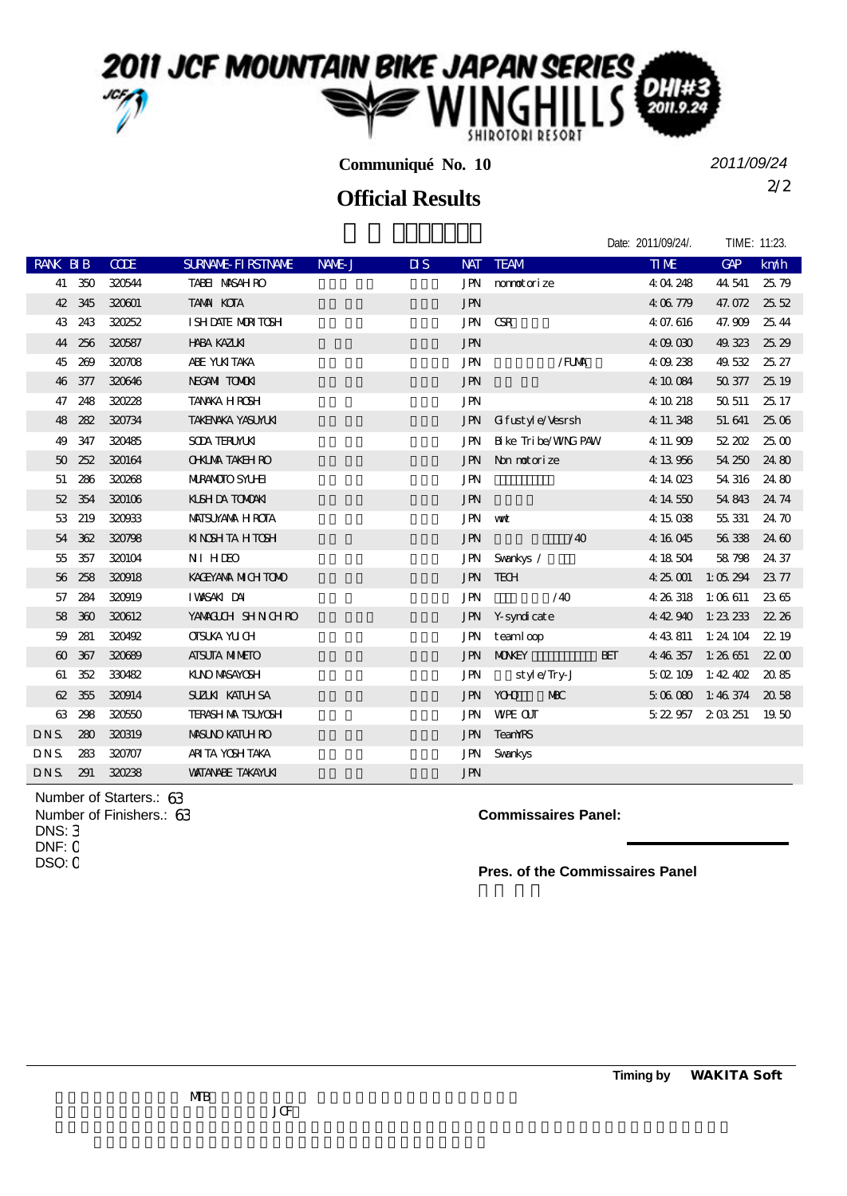# 2011 JCF MOUNTAIN BIKE JAPAN SERIES WINGHILLS SHIROTORI RESORT DHI#3 2011.9.24

**Communiqué No. 10**

*2011/09/24*

## Official Results

Date: 2011/09/24/. TIME: 11:23.

| RANK | BIB | CODE | SURNAME-FIRSTNAME | NAME-J | DIS | NAT | TEAM | TIME | GAP | km/h |
|---|---|---|---|---|---|---|---|---|---|---|
| 41 | 350 | 320544 | TABEI MASAHIRO | | | JPN | nonmotorize | 4:04.248 | 44.541 | 25.79 |
| 42 | 345 | 320601 | TAMAI KOTA | | | JPN | | 4:06.779 | 47.072 | 25.52 |
| 43 | 243 | 320252 | ISHIDATE MORITOSHI | | | JPN | CSR | 4:07.616 | 47.909 | 25.44 |
| 44 | 256 | 320587 | HABA KAZUKI | | | JPN | | 4:09.030 | 49.323 | 25.29 |
| 45 | 269 | 320708 | ABE YUKITAKA | | | JPN | /FUMA | 4:09.238 | 49.532 | 25.27 |
| 46 | 377 | 320646 | NEGAMI TOMOKI | | | JPN | | 4:10.084 | 50.377 | 25.19 |
| 47 | 248 | 320228 | TANAKA HIROSHI | | | JPN | | 4:10.218 | 50.511 | 25.17 |
| 48 | 282 | 320734 | TAKENAKA YASUYUKI | | | JPN | Gfustyle/Vesrsh | 4:11.348 | 51.641 | 25.06 |
| 49 | 347 | 320485 | SODA TERUYUKI | | | JPN | Bike Tribe/WING PAW | 4:11.909 | 52.202 | 25.00 |
| 50 | 252 | 320164 | OHKUMA TAKEHIRO | | | JPN | Non motorize | 4:13.956 | 54.250 | 24.80 |
| 51 | 286 | 320268 | MURAMOTO SYUHEI | | | JPN | | 4:14.023 | 54.316 | 24.80 |
| 52 | 354 | 320106 | KUSHIDA TOMOAKI | | | JPN | | 4:14.550 | 54.843 | 24.74 |
| 53 | 219 | 320933 | MATSUYAMA HIROTA | | | JPN | vwt | 4:15.038 | 55.331 | 24.70 |
| 54 | 362 | 320798 | KINOSHITA HITOSHI | | | JPN | /40 | 4:16.045 | 56.338 | 24.60 |
| 55 | 357 | 320104 | NII HIDEO | | | JPN | Swankys / | 4:18.504 | 58.798 | 24.37 |
| 56 | 258 | 320918 | KAGEYAMA MICHITOMO | | | JPN | TECH | 4:25.001 | 1:05.294 | 23.77 |
| 57 | 284 | 320919 | IWASAKI DAI | | | JPN | /40 | 4:26.318 | 1:06.611 | 23.65 |
| 58 | 360 | 320612 | YAMAGUCHI SHINICHIRO | | | JPN | Y-syndicate | 4:42.940 | 1:23.233 | 22.26 |
| 59 | 281 | 320492 | OTSUKA YUICH | | | JPN | teamloop | 4:43.811 | 1:24.104 | 22.19 |
| 60 | 367 | 320689 | ATSUTA MIMETO | | | JPN | MONKEY BET | 4:46.357 | 1:26.651 | 22.00 |
| 61 | 352 | 330482 | KUNO MASAYOSHI | | | JPN | style/Try-J | 5:02.109 | 1:42.402 | 20.85 |
| 62 | 355 | 320914 | SUZUKI KATUHISA | | | JPN | YOHO MBC | 5:06.080 | 1:46.374 | 20.58 |
| 63 | 298 | 320550 | TERASHIMA TSUYOSHI | | | JPN | WIPE OUT | 5:22.957 | 2:03.251 | 19.50 |
| DNS. | 280 | 320319 | MASUNO KATUHIRO | | | JPN | TeamYRS | | | |
| DNS. | 283 | 320707 | ARITA YOSHITAKA | | | JPN | Swankys | | | |
| DNS. | 291 | 320238 | WATANABE TAKAYUKI | | | JPN | | | | |

Number of Starters.: 63
Number of Finishers.: 63
DNS: 3
DNF: 0
DSO: 0

**Commissaires Panel:**

**Pres. of the Commissaires Panel**

**Timing by WAKITA Soft**

MTB

JCF